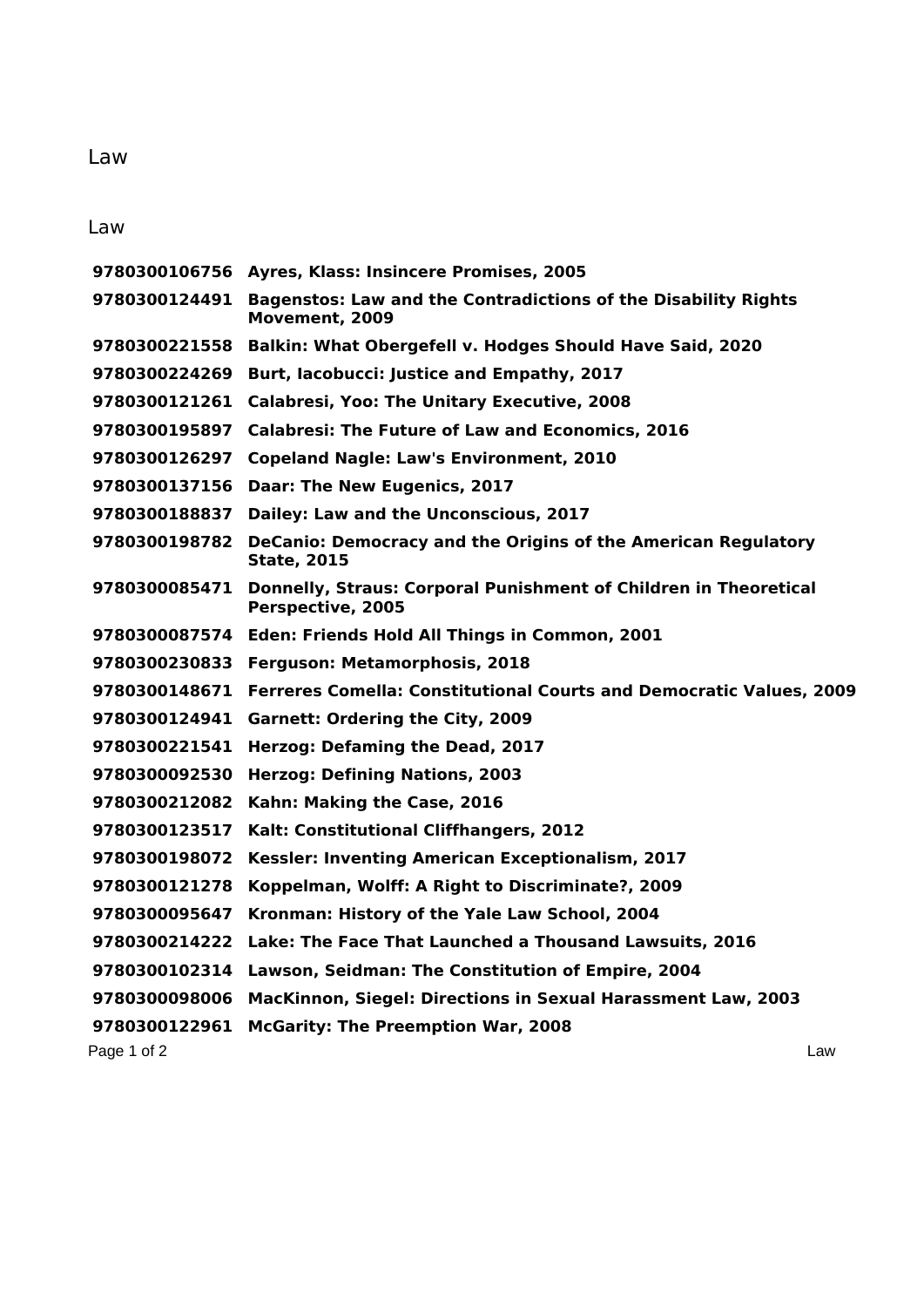# Law

## Law

| | |
|---|---|
| **9780300106756** | **Ayres, Klass: Insincere Promises, 2005** |
| **9780300124491** | **Bagenstos: Law and the Contradictions of the Disability Rights Movement, 2009** |
| **9780300221558** | **Balkin: What Obergefell v. Hodges Should Have Said, 2020** |
| **9780300224269** | **Burt, Iacobucci: Justice and Empathy, 2017** |
| **9780300121261** | **Calabresi, Yoo: The Unitary Executive, 2008** |
| **9780300195897** | **Calabresi: The Future of Law and Economics, 2016** |
| **9780300126297** | **Copeland Nagle: Law's Environment, 2010** |
| **9780300137156** | **Daar: The New Eugenics, 2017** |
| **9780300188837** | **Dailey: Law and the Unconscious, 2017** |
| **9780300198782** | **DeCanio: Democracy and the Origins of the American Regulatory State, 2015** |
| **9780300085471** | **Donnelly, Straus: Corporal Punishment of Children in Theoretical Perspective, 2005** |
| **9780300087574** | **Eden: Friends Hold All Things in Common, 2001** |
| **9780300230833** | **Ferguson: Metamorphosis, 2018** |
| **9780300148671** | **Ferreres Comella: Constitutional Courts and Democratic Values, 2009** |
| **9780300124941** | **Garnett: Ordering the City, 2009** |
| **9780300221541** | **Herzog: Defaming the Dead, 2017** |
| **9780300092530** | **Herzog: Defining Nations, 2003** |
| **9780300212082** | **Kahn: Making the Case, 2016** |
| **9780300123517** | **Kalt: Constitutional Cliffhangers, 2012** |
| **9780300198072** | **Kessler: Inventing American Exceptionalism, 2017** |
| **9780300121278** | **Koppelman, Wolff: A Right to Discriminate?, 2009** |
| **9780300095647** | **Kronman: History of the Yale Law School, 2004** |
| **9780300214222** | **Lake: The Face That Launched a Thousand Lawsuits, 2016** |
| **9780300102314** | **Lawson, Seidman: The Constitution of Empire, 2004** |
| **9780300098006** | **MacKinnon, Siegel: Directions in Sexual Harassment Law, 2003** |
| **9780300122961** | **McGarity: The Preemption War, 2008** |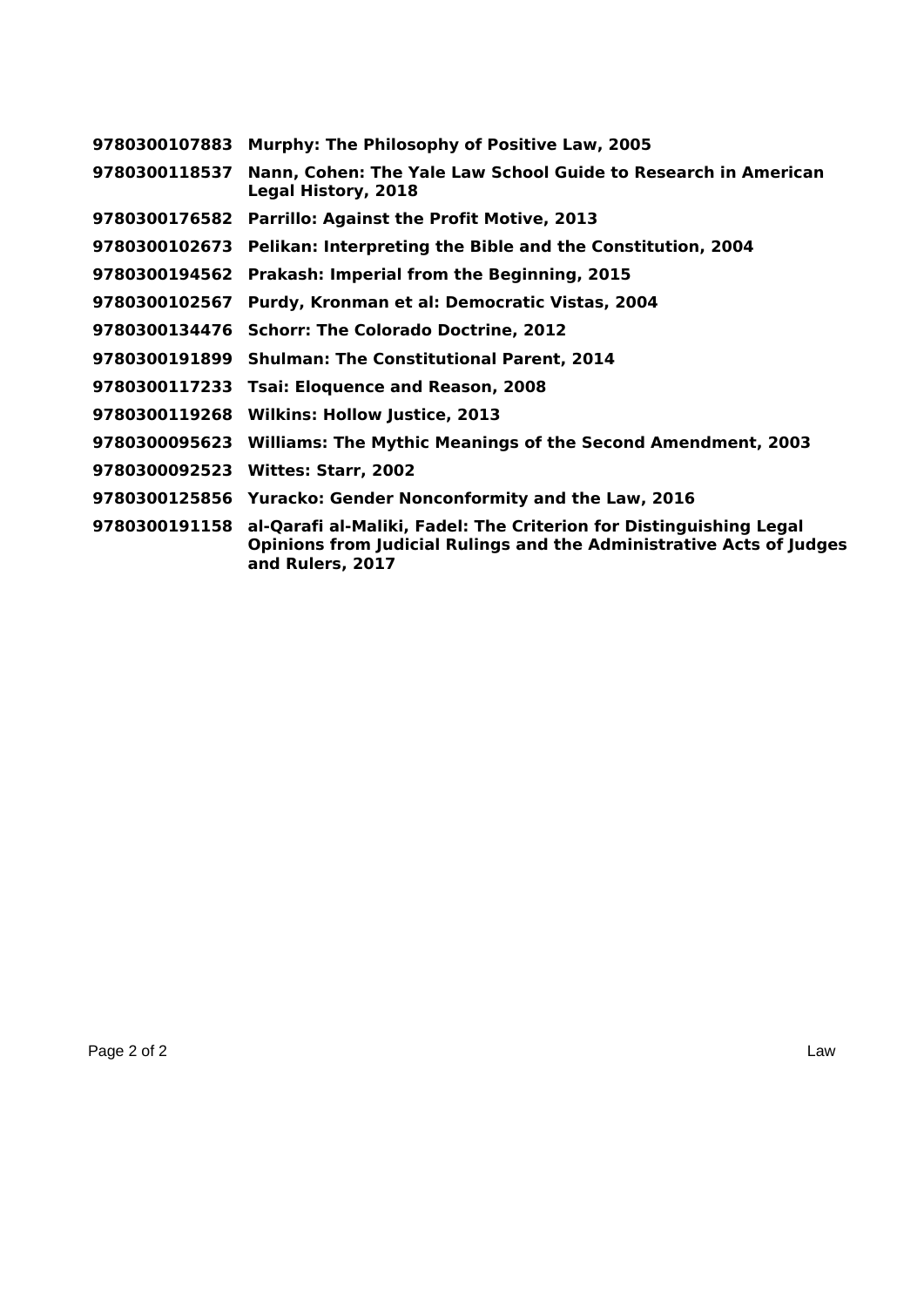| | |
|---|---|
| **9780300107883** | **Murphy: The Philosophy of Positive Law, 2005** |
| **9780300118537** | **Nann, Cohen: The Yale Law School Guide to Research in American Legal History, 2018** |
| **9780300176582** | **Parrillo: Against the Profit Motive, 2013** |
| **9780300102673** | **Pelikan: Interpreting the Bible and the Constitution, 2004** |
| **9780300194562** | **Prakash: Imperial from the Beginning, 2015** |
| **9780300102567** | **Purdy, Kronman et al: Democratic Vistas, 2004** |
| **9780300134476** | **Schorr: The Colorado Doctrine, 2012** |
| **9780300191899** | **Shulman: The Constitutional Parent, 2014** |
| **9780300117233** | **Tsai: Eloquence and Reason, 2008** |
| **9780300119268** | **Wilkins: Hollow Justice, 2013** |
| **9780300095623** | **Williams: The Mythic Meanings of the Second Amendment, 2003** |
| **9780300092523** | **Wittes: Starr, 2002** |
| **9780300125856** | **Yuracko: Gender Nonconformity and the Law, 2016** |
| **9780300191158** | **al-Qarafi al-Maliki, Fadel: The Criterion for Distinguishing Legal Opinions from Judicial Rulings and the Administrative Acts of Judges and Rulers, 2017** |